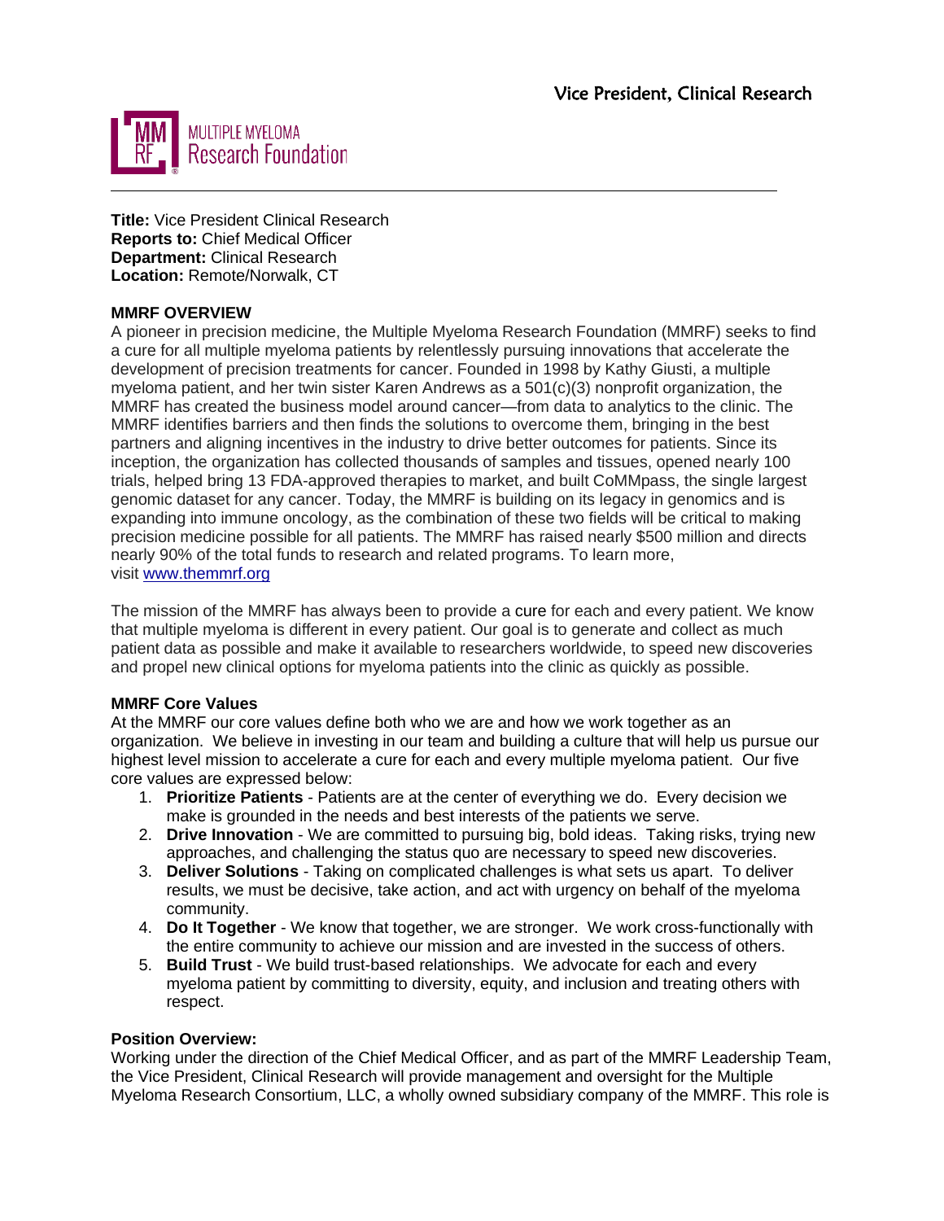# Vice President, Clinical Research

MULTIPLE MYELOMA Research Foundation

**Title:** Vice President Clinical Research
**Reports to:** Chief Medical Officer
**Department:** Clinical Research
**Location:** Remote/Norwalk, CT

**MMRF OVERVIEW**

A pioneer in precision medicine, the Multiple Myeloma Research Foundation (MMRF) seeks to find a cure for all multiple myeloma patients by relentlessly pursuing innovations that accelerate the development of precision treatments for cancer. Founded in 1998 by Kathy Giusti, a multiple myeloma patient, and her twin sister Karen Andrews as a 501(c)(3) nonprofit organization, the MMRF has created the business model around cancer—from data to analytics to the clinic. The MMRF identifies barriers and then finds the solutions to overcome them, bringing in the best partners and aligning incentives in the industry to drive better outcomes for patients. Since its inception, the organization has collected thousands of samples and tissues, opened nearly 100 trials, helped bring 13 FDA-approved therapies to market, and built CoMMpass, the single largest genomic dataset for any cancer. Today, the MMRF is building on its legacy in genomics and is expanding into immune oncology, as the combination of these two fields will be critical to making precision medicine possible for all patients. The MMRF has raised nearly $500 million and directs nearly 90% of the total funds to research and related programs. To learn more, visit www.themmrf.org

The mission of the MMRF has always been to provide a cure for each and every patient. We know that multiple myeloma is different in every patient. Our goal is to generate and collect as much patient data as possible and make it available to researchers worldwide, to speed new discoveries and propel new clinical options for myeloma patients into the clinic as quickly as possible.

**MMRF Core Values**

At the MMRF our core values define both who we are and how we work together as an organization. We believe in investing in our team and building a culture that will help us pursue our highest level mission to accelerate a cure for each and every multiple myeloma patient. Our five core values are expressed below:

1. **Prioritize Patients** - Patients are at the center of everything we do. Every decision we make is grounded in the needs and best interests of the patients we serve.
2. **Drive Innovation** - We are committed to pursuing big, bold ideas. Taking risks, trying new approaches, and challenging the status quo are necessary to speed new discoveries.
3. **Deliver Solutions** - Taking on complicated challenges is what sets us apart. To deliver results, we must be decisive, take action, and act with urgency on behalf of the myeloma community.
4. **Do It Together** - We know that together, we are stronger. We work cross-functionally with the entire community to achieve our mission and are invested in the success of others.
5. **Build Trust** - We build trust-based relationships. We advocate for each and every myeloma patient by committing to diversity, equity, and inclusion and treating others with respect.

**Position Overview:**

Working under the direction of the Chief Medical Officer, and as part of the MMRF Leadership Team, the Vice President, Clinical Research will provide management and oversight for the Multiple Myeloma Research Consortium, LLC, a wholly owned subsidiary company of the MMRF. This role is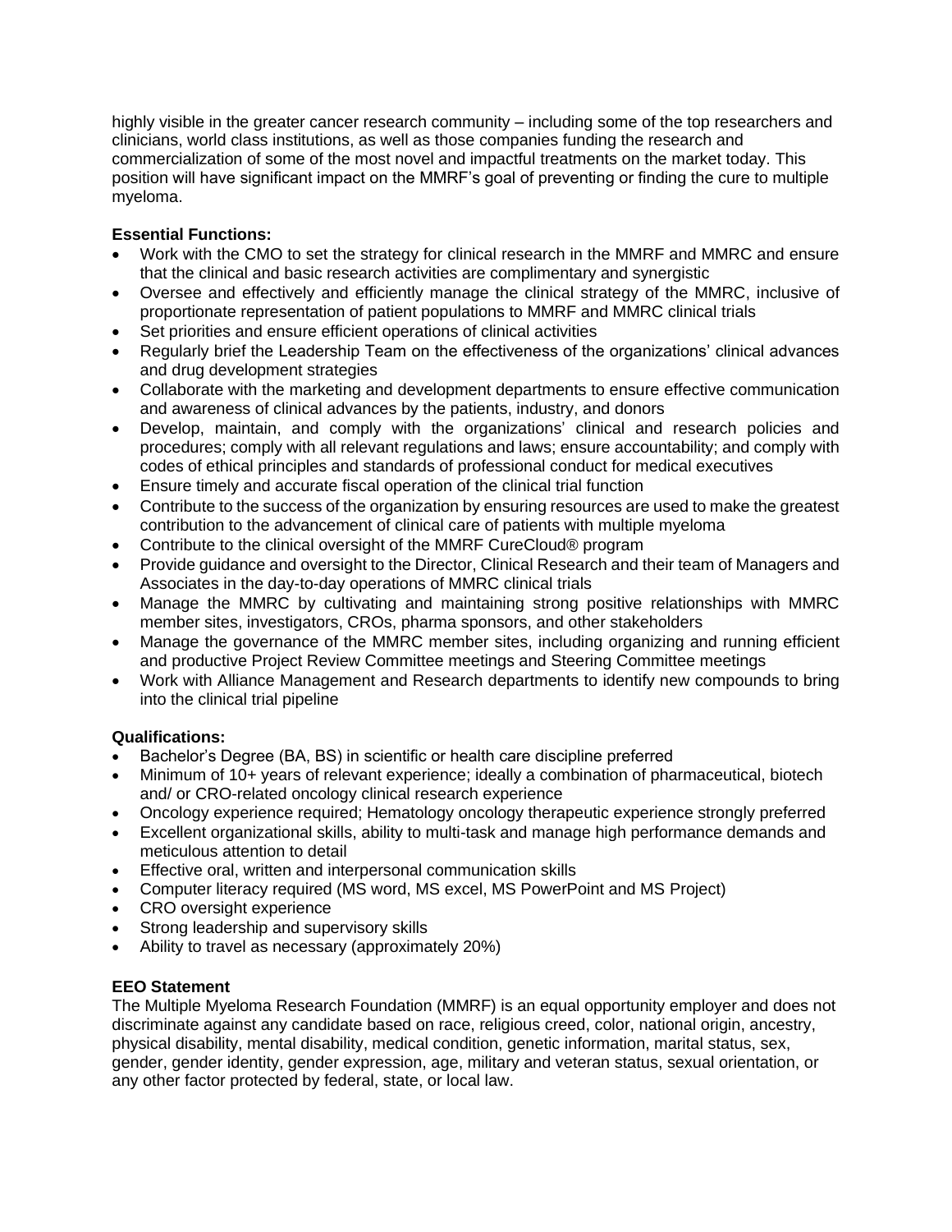highly visible in the greater cancer research community – including some of the top researchers and clinicians, world class institutions, as well as those companies funding the research and commercialization of some of the most novel and impactful treatments on the market today. This position will have significant impact on the MMRF's goal of preventing or finding the cure to multiple myeloma.

**Essential Functions:**

- Work with the CMO to set the strategy for clinical research in the MMRF and MMRC and ensure that the clinical and basic research activities are complimentary and synergistic
- Oversee and effectively and efficiently manage the clinical strategy of the MMRC, inclusive of proportionate representation of patient populations to MMRF and MMRC clinical trials
- Set priorities and ensure efficient operations of clinical activities
- Regularly brief the Leadership Team on the effectiveness of the organizations' clinical advances and drug development strategies
- Collaborate with the marketing and development departments to ensure effective communication and awareness of clinical advances by the patients, industry, and donors
- Develop, maintain, and comply with the organizations' clinical and research policies and procedures; comply with all relevant regulations and laws; ensure accountability; and comply with codes of ethical principles and standards of professional conduct for medical executives
- Ensure timely and accurate fiscal operation of the clinical trial function
- Contribute to the success of the organization by ensuring resources are used to make the greatest contribution to the advancement of clinical care of patients with multiple myeloma
- Contribute to the clinical oversight of the MMRF CureCloud® program
- Provide guidance and oversight to the Director, Clinical Research and their team of Managers and Associates in the day-to-day operations of MMRC clinical trials
- Manage the MMRC by cultivating and maintaining strong positive relationships with MMRC member sites, investigators, CROs, pharma sponsors, and other stakeholders
- Manage the governance of the MMRC member sites, including organizing and running efficient and productive Project Review Committee meetings and Steering Committee meetings
- Work with Alliance Management and Research departments to identify new compounds to bring into the clinical trial pipeline

**Qualifications:**

- Bachelor's Degree (BA, BS) in scientific or health care discipline preferred
- Minimum of 10+ years of relevant experience; ideally a combination of pharmaceutical, biotech and/ or CRO-related oncology clinical research experience
- Oncology experience required; Hematology oncology therapeutic experience strongly preferred
- Excellent organizational skills, ability to multi-task and manage high performance demands and meticulous attention to detail
- Effective oral, written and interpersonal communication skills
- Computer literacy required (MS word, MS excel, MS PowerPoint and MS Project)
- CRO oversight experience
- Strong leadership and supervisory skills
- Ability to travel as necessary (approximately 20%)

**EEO Statement**

The Multiple Myeloma Research Foundation (MMRF) is an equal opportunity employer and does not discriminate against any candidate based on race, religious creed, color, national origin, ancestry, physical disability, mental disability, medical condition, genetic information, marital status, sex, gender, gender identity, gender expression, age, military and veteran status, sexual orientation, or any other factor protected by federal, state, or local law.